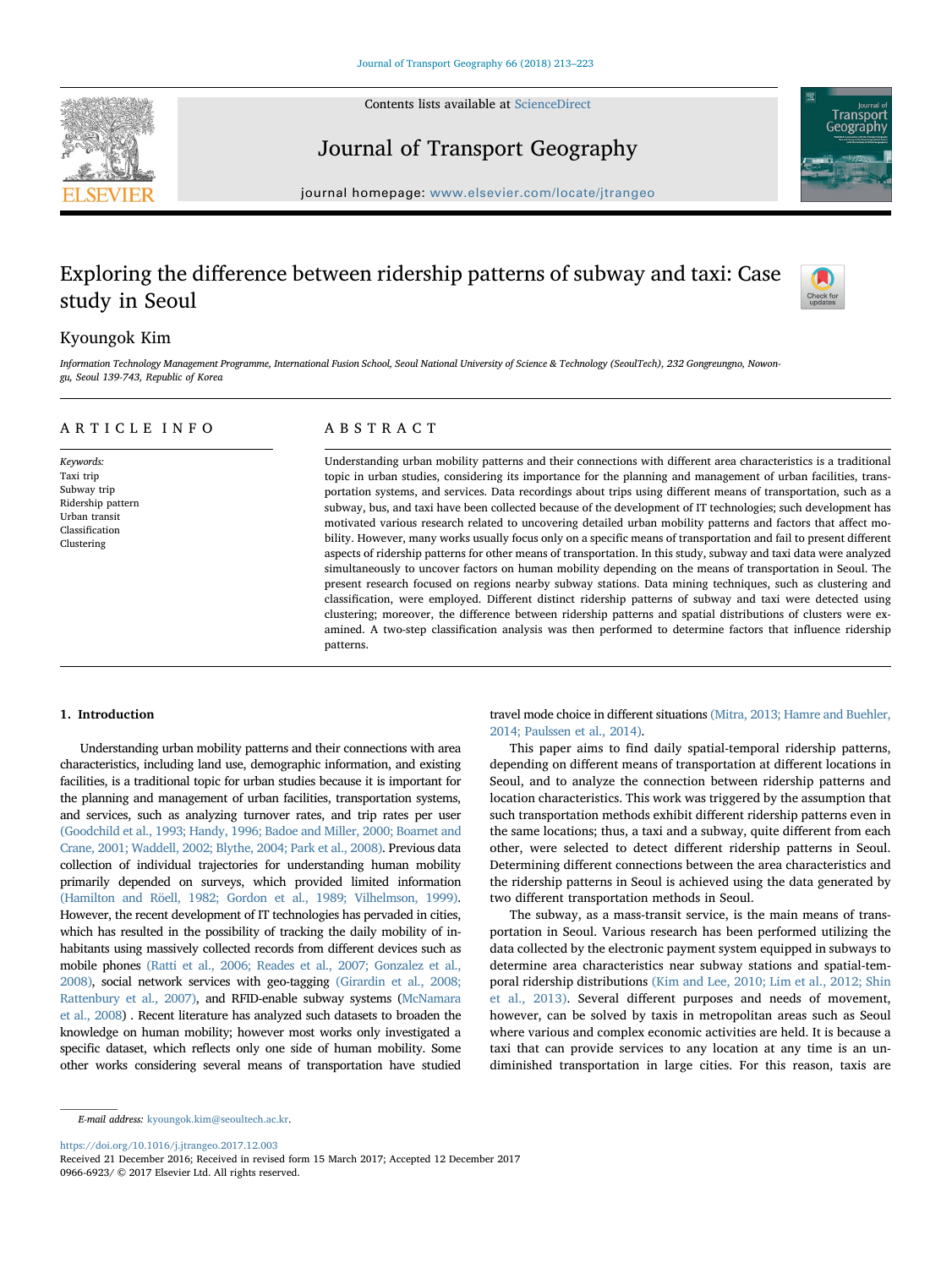# Exploring the difference between ridership patterns of subway and taxi: Case study in Seoul

Kyoungok Kim

*Information Technology Management Programme, International Fusion School, Seoul National University of Science & Technology (SeoulTech), 232 Gongreungno, Nowon-gu, Seoul 139-743, Republic of Korea*

## ARTICLE INFO

*Keywords:*
Taxi trip
Subway trip
Ridership pattern
Urban transit
Classification
Clustering

## ABSTRACT

Understanding urban mobility patterns and their connections with different area characteristics is a traditional topic in urban studies, considering its importance for the planning and management of urban facilities, transportation systems, and services. Data recordings about trips using different means of transportation, such as a subway, bus, and taxi have been collected because of the development of IT technologies; such development has motivated various research related to uncovering detailed urban mobility patterns and factors that affect mobility. However, many works usually focus only on a specific means of transportation and fail to present different aspects of ridership patterns for other means of transportation. In this study, subway and taxi data were analyzed simultaneously to uncover factors on human mobility depending on the means of transportation in Seoul. The present research focused on regions nearby subway stations. Data mining techniques, such as clustering and classification, were employed. Different distinct ridership patterns of subway and taxi were detected using clustering; moreover, the difference between ridership patterns and spatial distributions of clusters were examined. A two-step classification analysis was then performed to determine factors that influence ridership patterns.

## 1. Introduction

Understanding urban mobility patterns and their connections with area characteristics, including land use, demographic information, and existing facilities, is a traditional topic for urban studies because it is important for the planning and management of urban facilities, transportation systems, and services, such as analyzing turnover rates, and trip rates per user (Goodchild et al., 1993; Handy, 1996; Badoe and Miller, 2000; Boarnet and Crane, 2001; Waddell, 2002; Blythe, 2004; Park et al., 2008). Previous data collection of individual trajectories for understanding human mobility primarily depended on surveys, which provided limited information (Hamilton and Röell, 1982; Gordon et al., 1989; Vilhelmson, 1999). However, the recent development of IT technologies has pervaded in cities, which has resulted in the possibility of tracking the daily mobility of inhabitants using massively collected records from different devices such as mobile phones (Ratti et al., 2006; Reades et al., 2007; Gonzalez et al., 2008), social network services with geo-tagging (Girardin et al., 2008; Rattenbury et al., 2007), and RFID-enable subway systems (McNamara et al., 2008) . Recent literature has analyzed such datasets to broaden the knowledge on human mobility; however most works only investigated a specific dataset, which reflects only one side of human mobility. Some other works considering several means of transportation have studied travel mode choice in different situations (Mitra, 2013; Hamre and Buehler, 2014; Paulssen et al., 2014).

This paper aims to find daily spatial-temporal ridership patterns, depending on different means of transportation at different locations in Seoul, and to analyze the connection between ridership patterns and location characteristics. This work was triggered by the assumption that such transportation methods exhibit different ridership patterns even in the same locations; thus, a taxi and a subway, quite different from each other, were selected to detect different ridership patterns in Seoul. Determining different connections between the area characteristics and the ridership patterns in Seoul is achieved using the data generated by two different transportation methods in Seoul.

The subway, as a mass-transit service, is the main means of transportation in Seoul. Various research has been performed utilizing the data collected by the electronic payment system equipped in subways to determine area characteristics near subway stations and spatial-temporal ridership distributions (Kim and Lee, 2010; Lim et al., 2012; Shin et al., 2013). Several different purposes and needs of movement, however, can be solved by taxis in metropolitan areas such as Seoul where various and complex economic activities are held. It is because a taxi that can provide services to any location at any time is an undiminished transportation in large cities. For this reason, taxis are

*E-mail address:* kyoungok.kim@seoultech.ac.kr.

https://doi.org/10.1016/j.jtrangeo.2017.12.003
Received 21 December 2016; Received in revised form 15 March 2017; Accepted 12 December 2017
0966-6923/ © 2017 Elsevier Ltd. All rights reserved.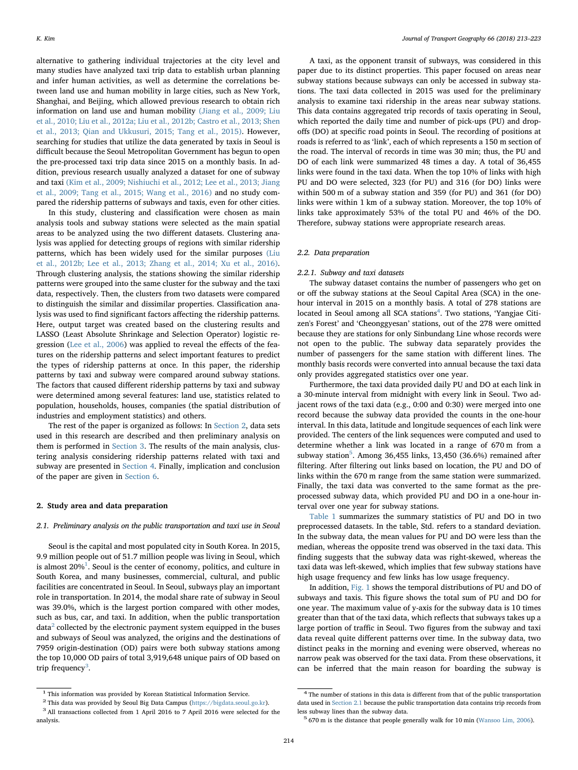alternative to gathering individual trajectories at the city level and many studies have analyzed taxi trip data to establish urban planning and infer human activities, as well as determine the correlations between land use and human mobility in large cities, such as New York, Shanghai, and Beijing, which allowed previous research to obtain rich information on land use and human mobility (Jiang et al., 2009; Liu et al., 2010; Liu et al., 2012a; Liu et al., 2012b; Castro et al., 2013; Shen et al., 2013; Qian and Ukkusuri, 2015; Tang et al., 2015). However, searching for studies that utilize the data generated by taxis in Seoul is difficult because the Seoul Metropolitan Government has begun to open the pre-processed taxi trip data since 2015 on a monthly basis. In addition, previous research usually analyzed a dataset for one of subway and taxi (Kim et al., 2009; Nishiuchi et al., 2012; Lee et al., 2013; Jiang et al., 2009; Tang et al., 2015; Wang et al., 2016) and no study compared the ridership patterns of subways and taxis, even for other cities.

In this study, clustering and classification were chosen as main analysis tools and subway stations were selected as the main spatial areas to be analyzed using the two different datasets. Clustering analysis was applied for detecting groups of regions with similar ridership patterns, which has been widely used for the similar purposes (Liu et al., 2012b; Lee et al., 2013; Zhang et al., 2014; Xu et al., 2016). Through clustering analysis, the stations showing the similar ridership patterns were grouped into the same cluster for the subway and the taxi data, respectively. Then, the clusters from two datasets were compared to distinguish the similar and dissimilar properties. Classification analysis was used to find significant factors affecting the ridership patterns. Here, output target was created based on the clustering results and LASSO (Least Absolute Shrinkage and Selection Operator) logistic regression (Lee et al., 2006) was applied to reveal the effects of the features on the ridership patterns and select important features to predict the types of ridership patterns at once. In this paper, the ridership patterns by taxi and subway were compared around subway stations. The factors that caused different ridership patterns by taxi and subway were determined among several features: land use, statistics related to population, households, houses, companies (the spatial distribution of industries and employment statistics) and others.

The rest of the paper is organized as follows: In Section 2, data sets used in this research are described and then preliminary analysis on them is performed in Section 3. The results of the main analysis, clustering analysis considering ridership patterns related with taxi and subway are presented in Section 4. Finally, implication and conclusion of the paper are given in Section 6.

## 2. Study area and data preparation

### 2.1. Preliminary analysis on the public transportation and taxi use in Seoul

Seoul is the capital and most populated city in South Korea. In 2015, 9.9 million people out of 51.7 million people was living in Seoul, which is almost 20%[1]. Seoul is the center of economy, politics, and culture in South Korea, and many businesses, commercial, cultural, and public facilities are concentrated in Seoul. In Seoul, subways play an important role in transportation. In 2014, the modal share rate of subway in Seoul was 39.0%, which is the largest portion compared with other modes, such as bus, car, and taxi. In addition, when the public transportation data[2] collected by the electronic payment system equipped in the buses and subways of Seoul was analyzed, the origins and the destinations of 7959 origin-destination (OD) pairs were both subway stations among the top 10,000 OD pairs of total 3,919,648 unique pairs of OD based on trip frequency[3].

A taxi, as the opponent transit of subways, was considered in this paper due to its distinct properties. This paper focused on areas near subway stations because subways can only be accessed in subway stations. The taxi data collected in 2015 was used for the preliminary analysis to examine taxi ridership in the areas near subway stations. This data contains aggregated trip records of taxis operating in Seoul, which reported the daily time and number of pick-ups (PU) and drop-offs (DO) at specific road points in Seoul. The recording of positions at roads is referred to as 'link', each of which represents a 150 m section of the road. The interval of records in time was 30 min; thus, the PU and DO of each link were summarized 48 times a day. A total of 36,455 links were found in the taxi data. When the top 10% of links with high PU and DO were selected, 323 (for PU) and 316 (for DO) links were within 500 m of a subway station and 359 (for PU) and 361 (for DO) links were within 1 km of a subway station. Moreover, the top 10% of links take approximately 53% of the total PU and 46% of the DO. Therefore, subway stations were appropriate research areas.

### 2.2. Data preparation

#### 2.2.1. Subway and taxi datasets

The subway dataset contains the number of passengers who get on or off the subway stations at the Seoul Capital Area (SCA) in the one-hour interval in 2015 on a monthly basis. A total of 278 stations are located in Seoul among all SCA stations[4]. Two stations, 'Yangjae Citizen's Forest' and 'Cheonggyesan' stations, out of the 278 were omitted because they are stations for only Sinbundang Line whose records were not open to the public. The subway data separately provides the number of passengers for the same station with different lines. The monthly basis records were converted into annual because the taxi data only provides aggregated statistics over one year.

Furthermore, the taxi data provided daily PU and DO at each link in a 30-minute interval from midnight with every link in Seoul. Two adjacent rows of the taxi data (e.g., 0:00 and 0:30) were merged into one record because the subway data provided the counts in the one-hour interval. In this data, latitude and longitude sequences of each link were provided. The centers of the link sequences were computed and used to determine whether a link was located in a range of 670 m from a subway station[5]. Among 36,455 links, 13,450 (36.6%) remained after filtering. After filtering out links based on location, the PU and DO of links within the 670 m range from the same station were summarized. Finally, the taxi data was converted to the same format as the preprocessed subway data, which provided PU and DO in a one-hour interval over one year for subway stations.

Table 1 summarizes the summary statistics of PU and DO in two preprocessed datasets. In the table, Std. refers to a standard deviation. In the subway data, the mean values for PU and DO were less than the median, whereas the opposite trend was observed in the taxi data. This finding suggests that the subway data was right-skewed, whereas the taxi data was left-skewed, which implies that few subway stations have high usage frequency and few links has low usage frequency.

In addition, Fig. 1 shows the temporal distributions of PU and DO of subways and taxis. This figure shows the total sum of PU and DO for one year. The maximum value of y-axis for the subway data is 10 times greater than that of the taxi data, which reflects that subways takes up a large portion of traffic in Seoul. Two figures from the subway and taxi data reveal quite different patterns over time. In the subway data, two distinct peaks in the morning and evening were observed, whereas no narrow peak was observed for the taxi data. From these observations, it can be inferred that the main reason for boarding the subway is

---

[1] This information was provided by Korean Statistical Information Service.

[2] This data was provided by Seoul Big Data Campus (https://bigdata.seoul.go.kr).

[3] All transactions collected from 1 April 2016 to 7 April 2016 were selected for the analysis.

[4] The number of stations in this data is different from that of the public transportation data used in Section 2.1 because the public transportation data contains trip records from less subway lines than the subway data.

[5] 670 m is the distance that people generally walk for 10 min (Wansoo Lim, 2006).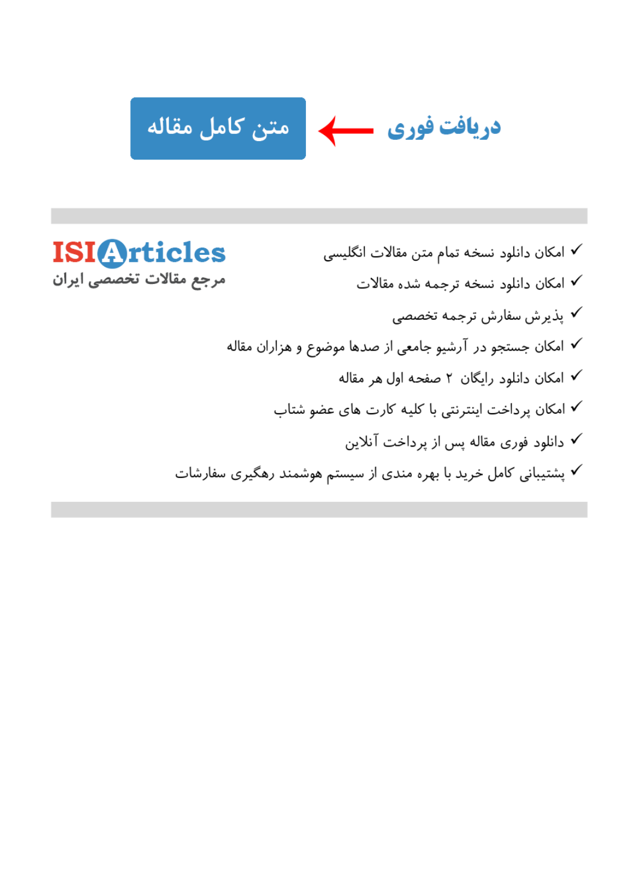دریافت فوری ← متن کامل مقاله

**ISIArticles**
مرجع مقالات تخصصی ایران

- ✓ امکان دانلود نسخه تمام متن مقالات انگلیسی
- ✓ امکان دانلود نسخه ترجمه شده مقالات
- ✓ پذیرش سفارش ترجمه تخصصی
- ✓ امکان جستجو در آرشیو جامعی از صدها موضوع و هزاران مقاله
- ✓ امکان دانلود رایگان ۲ صفحه اول هر مقاله
- ✓ امکان پرداخت اینترنتی با کلیه کارت های عضو شتاب
- ✓ دانلود فوری مقاله پس از پرداخت آنلاین
- ✓ پشتیبانی کامل خرید با بهره مندی از سیستم هوشمند رهگیری سفارشات